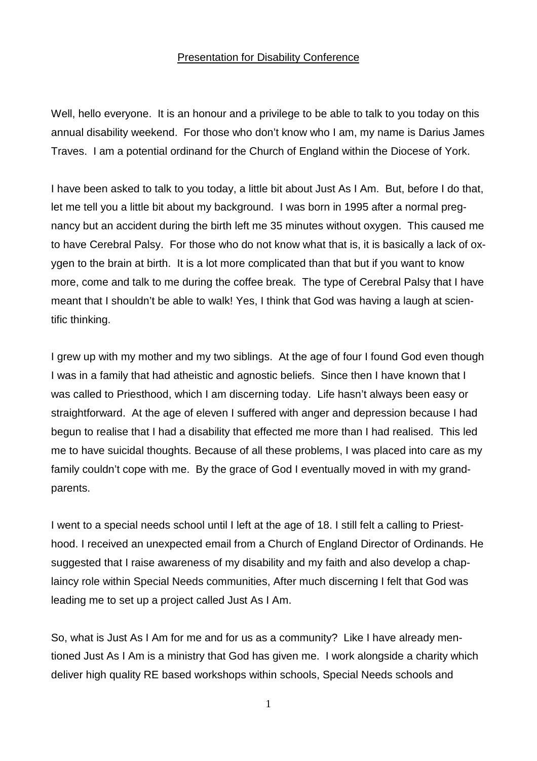# Presentation for Disability Conference

Well, hello everyone. It is an honour and a privilege to be able to talk to you today on this annual disability weekend. For those who don't know who I am, my name is Darius James Traves. I am a potential ordinand for the Church of England within the Diocese of York.

I have been asked to talk to you today, a little bit about Just As I Am. But, before I do that, let me tell you a little bit about my background. I was born in 1995 after a normal pregnancy but an accident during the birth left me 35 minutes without oxygen. This caused me to have Cerebral Palsy. For those who do not know what that is, it is basically a lack of oxygen to the brain at birth. It is a lot more complicated than that but if you want to know more, come and talk to me during the coffee break. The type of Cerebral Palsy that I have meant that I shouldn't be able to walk! Yes, I think that God was having a laugh at scientific thinking.

I grew up with my mother and my two siblings. At the age of four I found God even though I was in a family that had atheistic and agnostic beliefs. Since then I have known that I was called to Priesthood, which I am discerning today. Life hasn't always been easy or straightforward. At the age of eleven I suffered with anger and depression because I had begun to realise that I had a disability that effected me more than I had realised. This led me to have suicidal thoughts. Because of all these problems, I was placed into care as my family couldn't cope with me. By the grace of God I eventually moved in with my grandparents.

I went to a special needs school until I left at the age of 18. I still felt a calling to Priesthood. I received an unexpected email from a Church of England Director of Ordinands. He suggested that I raise awareness of my disability and my faith and also develop a chaplaincy role within Special Needs communities, After much discerning I felt that God was leading me to set up a project called Just As I Am.

So, what is Just As I Am for me and for us as a community? Like I have already mentioned Just As I Am is a ministry that God has given me. I work alongside a charity which deliver high quality RE based workshops within schools, Special Needs schools and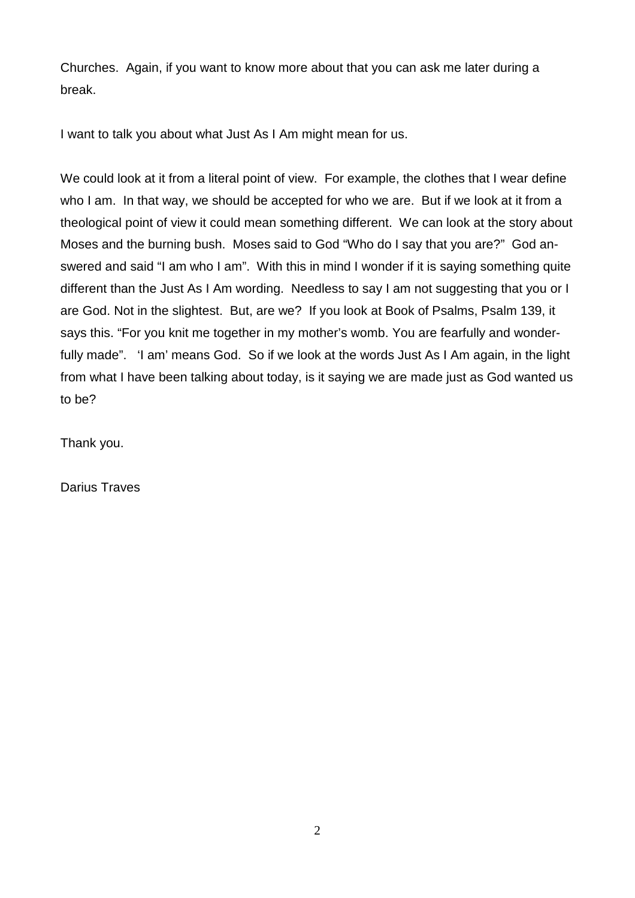Churches. Again, if you want to know more about that you can ask me later during a break.

I want to talk you about what Just As I Am might mean for us.

We could look at it from a literal point of view. For example, the clothes that I wear define who I am. In that way, we should be accepted for who we are. But if we look at it from a theological point of view it could mean something different. We can look at the story about Moses and the burning bush. Moses said to God "Who do I say that you are?" God answered and said "I am who I am". With this in mind I wonder if it is saying something quite different than the Just As I Am wording. Needless to say I am not suggesting that you or I are God. Not in the slightest. But, are we? If you look at Book of Psalms, Psalm 139, it says this. "For you knit me together in my mother's womb. You are fearfully and wonderfully made". 'I am' means God. So if we look at the words Just As I Am again, in the light from what I have been talking about today, is it saying we are made just as God wanted us to be?

Thank you.

Darius Traves